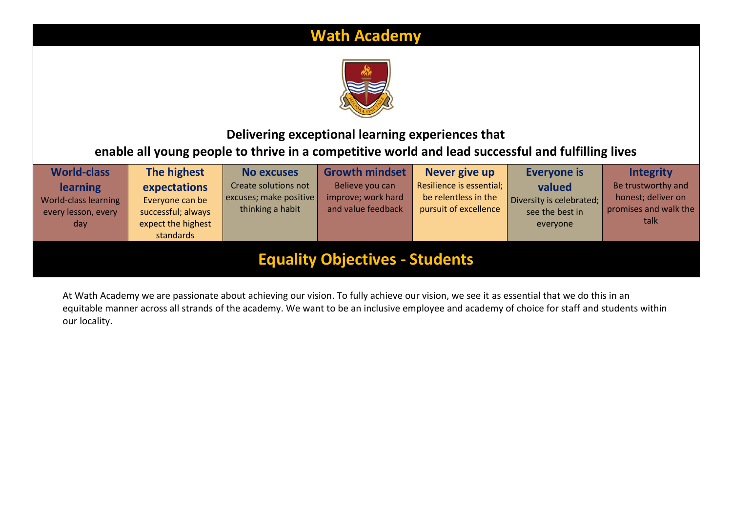# Wath Academy

**Delivering exceptional learning experiences that enable all young people to thrive in a competitive world and lead successful and fulfilling lives**

| World-class learning | The highest expectations | No excuses | Growth mindset | Never give up | Everyone is valued | Integrity |
|---|---|---|---|---|---|---|
| World-class learning every lesson, every day | Everyone can be successful; always expect the highest standards | Create solutions not excuses; make positive thinking a habit | Believe you can improve; work hard and value feedback | Resilience is essential; be relentless in the pursuit of excellence | Diversity is celebrated; see the best in everyone | Be trustworthy and honest; deliver on promises and walk the talk |

## Equality Objectives - Students

At Wath Academy we are passionate about achieving our vision. To fully achieve our vision, we see it as essential that we do this in an equitable manner across all strands of the academy. We want to be an inclusive employee and academy of choice for staff and students within our locality.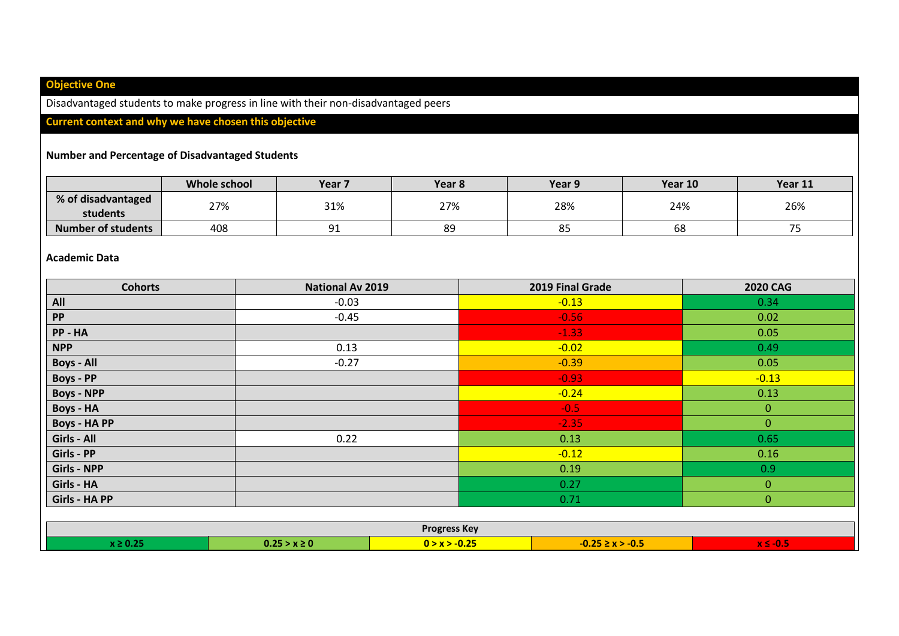### Objective One

Disadvantaged students to make progress in line with their non-disadvantaged peers

### Current context and why we have chosen this objective

**Number and Percentage of Disadvantaged Students**

| | Whole school | Year 7 | Year 8 | Year 9 | Year 10 | Year 11 |
|---|---|---|---|---|---|---|
| **% of disadvantaged students** | 27% | 31% | 27% | 28% | 24% | 26% |
| **Number of students** | 408 | 91 | 89 | 85 | 68 | 75 |

**Academic Data**

| Cohorts | National Av 2019 | 2019 Final Grade | 2020 CAG |
|---|---|---|---|
| **All** | -0.03 | -0.13 | 0.34 |
| **PP** | -0.45 | -0.56 | 0.02 |
| **PP - HA** | | -1.33 | 0.05 |
| **NPP** | 0.13 | -0.02 | 0.49 |
| **Boys - All** | -0.27 | -0.39 | 0.05 |
| **Boys - PP** | | -0.93 | -0.13 |
| **Boys - NPP** | | -0.24 | 0.13 |
| **Boys - HA** | | -0.5 | 0 |
| **Boys - HA PP** | | -2.35 | 0 |
| **Girls - All** | 0.22 | 0.13 | 0.65 |
| **Girls - PP** | | -0.12 | 0.16 |
| **Girls - NPP** | | 0.19 | 0.9 |
| **Girls - HA** | | 0.27 | 0 |
| **Girls - HA PP** | | 0.71 | 0 |

| Progress Key | | | | |
|---|---|---|---|---|
| $x \geq 0.25$ | $0.25 > x \geq 0$ | $0 > x > -0.25$ | $-0.25 \geq x > -0.5$ | $x \leq -0.5$ |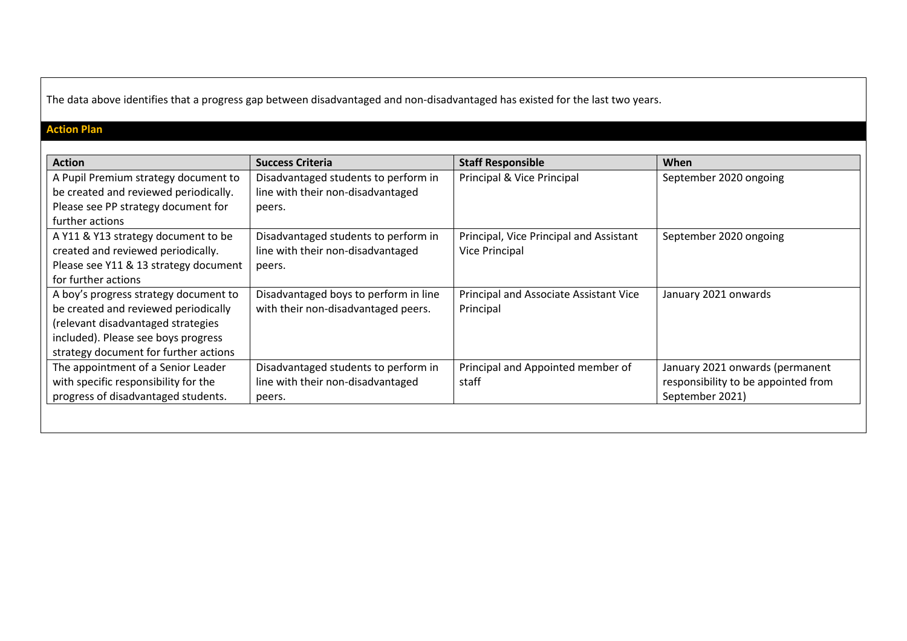The data above identifies that a progress gap between disadvantaged and non-disadvantaged has existed for the last two years.

## Action Plan

| Action | Success Criteria | Staff Responsible | When |
|---|---|---|---|
| A Pupil Premium strategy document to be created and reviewed periodically. Please see PP strategy document for further actions | Disadvantaged students to perform in line with their non-disadvantaged peers. | Principal & Vice Principal | September 2020 ongoing |
| A Y11 & Y13 strategy document to be created and reviewed periodically. Please see Y11 & 13 strategy document for further actions | Disadvantaged students to perform in line with their non-disadvantaged peers. | Principal, Vice Principal and Assistant Vice Principal | September 2020 ongoing |
| A boy's progress strategy document to be created and reviewed periodically (relevant disadvantaged strategies included). Please see boys progress strategy document for further actions | Disadvantaged boys to perform in line with their non-disadvantaged peers. | Principal and Associate Assistant Vice Principal | January 2021 onwards |
| The appointment of a Senior Leader with specific responsibility for the progress of disadvantaged students. | Disadvantaged students to perform in line with their non-disadvantaged peers. | Principal and Appointed member of staff | January 2021 onwards (permanent responsibility to be appointed from September 2021) |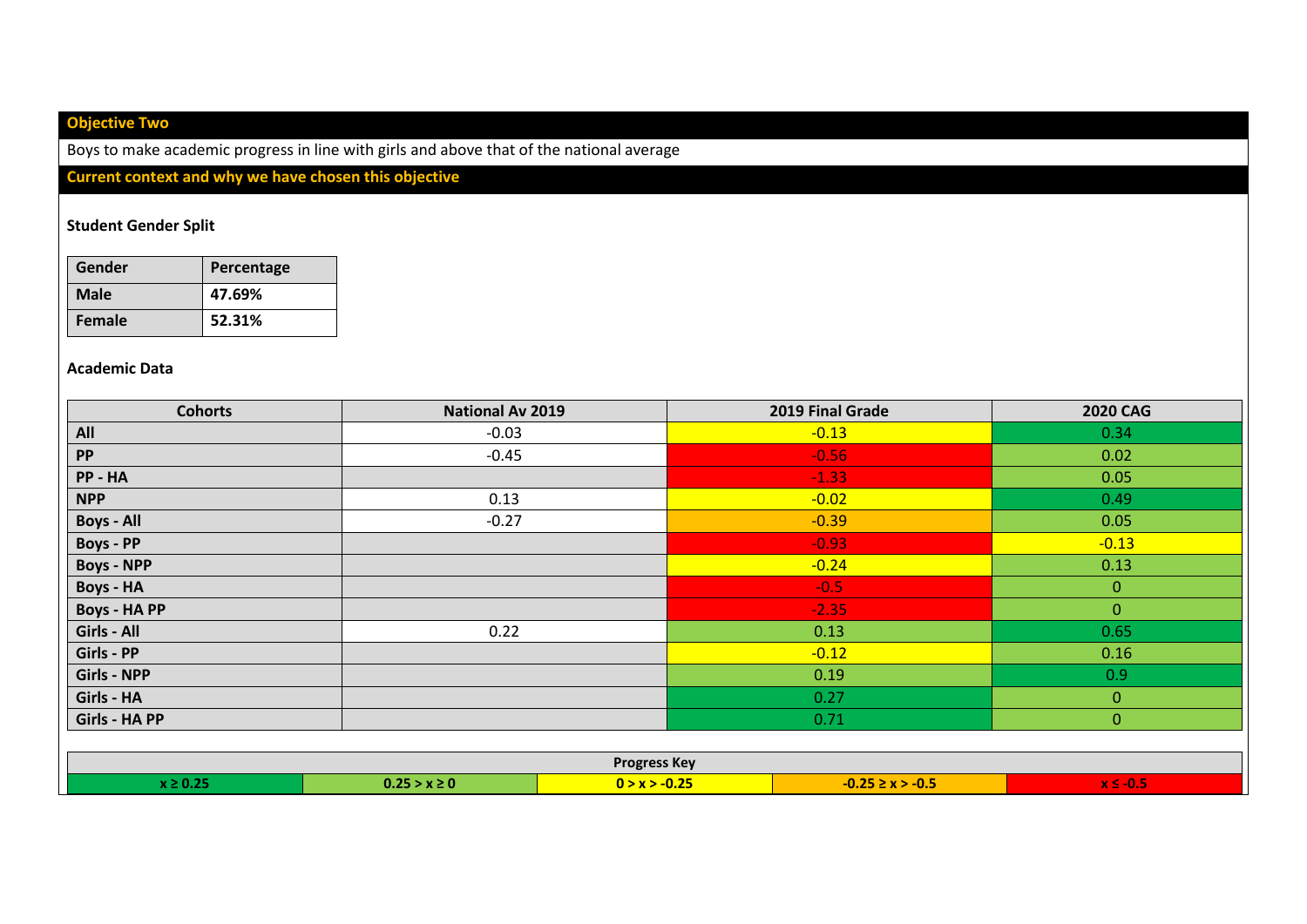## Objective Two

Boys to make academic progress in line with girls and above that of the national average

## Current context and why we have chosen this objective

**Student Gender Split**

| Gender | Percentage |
| --- | --- |
| **Male** | **47.69%** |
| **Female** | **52.31%** |

**Academic Data**

| Cohorts | National Av 2019 | 2019 Final Grade | 2020 CAG |
| --- | --- | --- | --- |
| **All** | -0.03 | -0.13 | 0.34 |
| **PP** | -0.45 | -0.56 | 0.02 |
| **PP - HA** | | -1.33 | 0.05 |
| **NPP** | 0.13 | -0.02 | 0.49 |
| **Boys - All** | -0.27 | -0.39 | 0.05 |
| **Boys - PP** | | -0.93 | -0.13 |
| **Boys - NPP** | | -0.24 | 0.13 |
| **Boys - HA** | | -0.5 | 0 |
| **Boys - HA PP** | | -2.35 | 0 |
| **Girls - All** | 0.22 | 0.13 | 0.65 |
| **Girls - PP** | | -0.12 | 0.16 |
| **Girls - NPP** | | 0.19 | 0.9 |
| **Girls - HA** | | 0.27 | 0 |
| **Girls - HA PP** | | 0.71 | 0 |

**Progress Key**

| $x \geq 0.25$ | $0.25 > x \geq 0$ | $0 > x > -0.25$ | $-0.25 \geq x > -0.5$ | $x \leq -0.5$ |
| --- | --- | --- | --- | --- |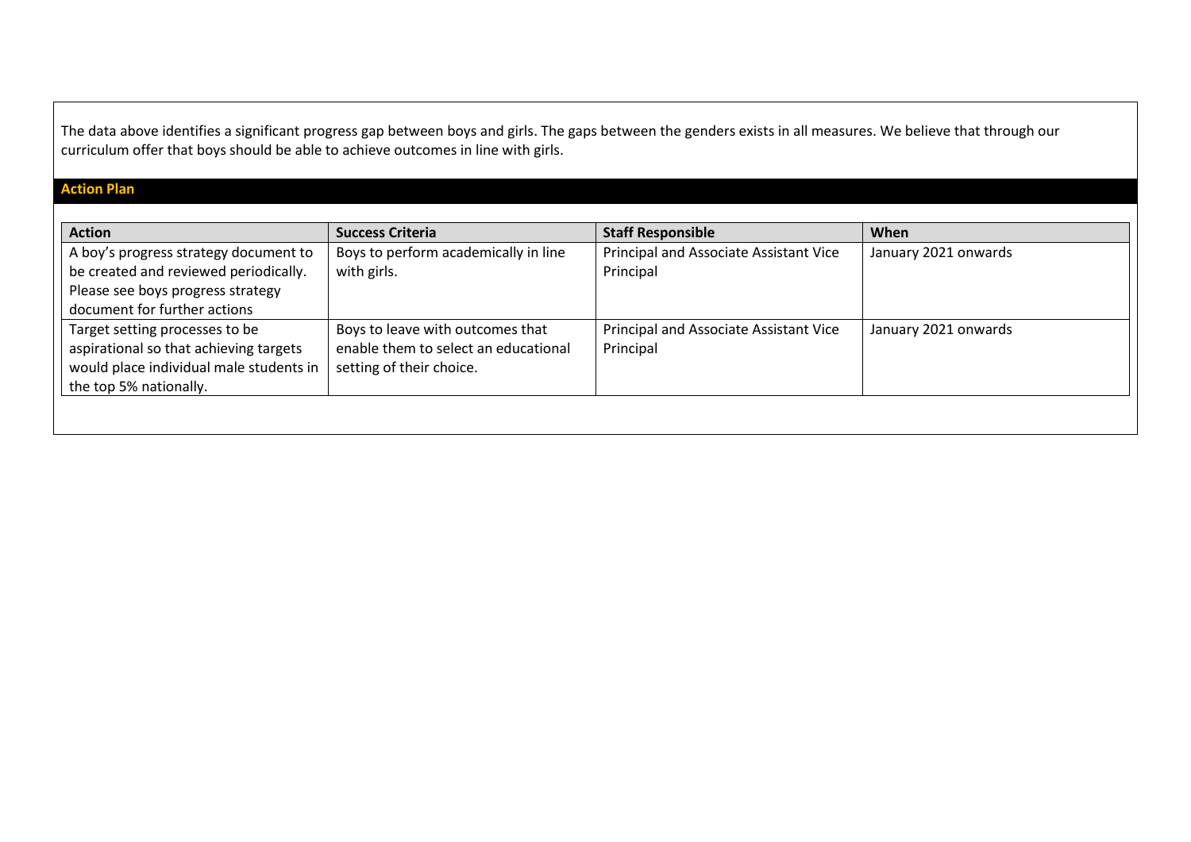The data above identifies a significant progress gap between boys and girls. The gaps between the genders exists in all measures. We believe that through our curriculum offer that boys should be able to achieve outcomes in line with girls.

## Action Plan

| Action | Success Criteria | Staff Responsible | When |
|---|---|---|---|
| A boy's progress strategy document to be created and reviewed periodically. Please see boys progress strategy document for further actions | Boys to perform academically in line with girls. | Principal and Associate Assistant Vice Principal | January 2021 onwards |
| Target setting processes to be aspirational so that achieving targets would place individual male students in the top 5% nationally. | Boys to leave with outcomes that enable them to select an educational setting of their choice. | Principal and Associate Assistant Vice Principal | January 2021 onwards |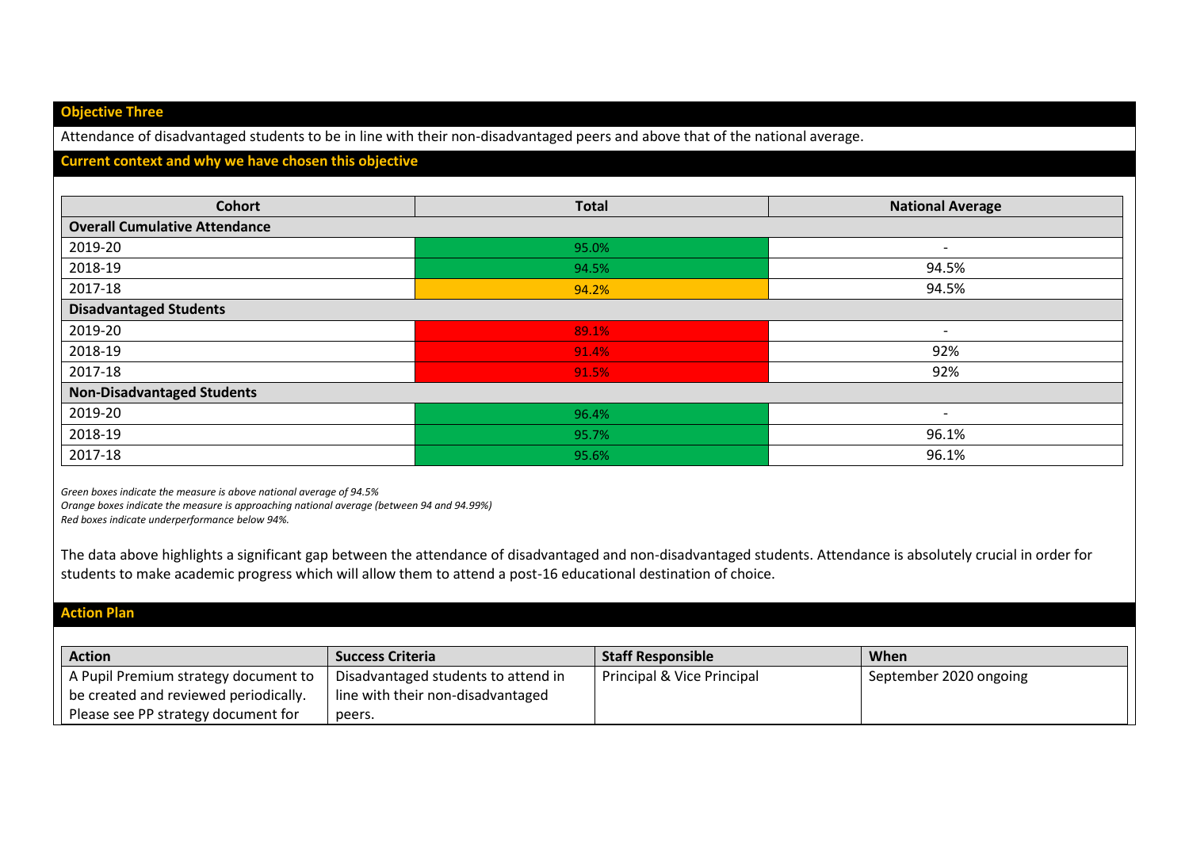## Objective Three

Attendance of disadvantaged students to be in line with their non-disadvantaged peers and above that of the national average.

## Current context and why we have chosen this objective

| Cohort | Total | National Average |
|---|---|---|
| **Overall Cumulative Attendance** | | |
| 2019-20 | 95.0% | - |
| 2018-19 | 94.5% | 94.5% |
| 2017-18 | 94.2% | 94.5% |
| **Disadvantaged Students** | | |
| 2019-20 | 89.1% | - |
| 2018-19 | 91.4% | 92% |
| 2017-18 | 91.5% | 92% |
| **Non-Disadvantaged Students** | | |
| 2019-20 | 96.4% | - |
| 2018-19 | 95.7% | 96.1% |
| 2017-18 | 95.6% | 96.1% |

*Green boxes indicate the measure is above national average of 94.5%*
*Orange boxes indicate the measure is approaching national average (between 94 and 94.99%)*
*Red boxes indicate underperformance below 94%.*

The data above highlights a significant gap between the attendance of disadvantaged and non-disadvantaged students. Attendance is absolutely crucial in order for students to make academic progress which will allow them to attend a post-16 educational destination of choice.

## Action Plan

| Action | Success Criteria | Staff Responsible | When |
|---|---|---|---|
| A Pupil Premium strategy document to be created and reviewed periodically. Please see PP strategy document for | Disadvantaged students to attend in line with their non-disadvantaged peers. | Principal & Vice Principal | September 2020 ongoing |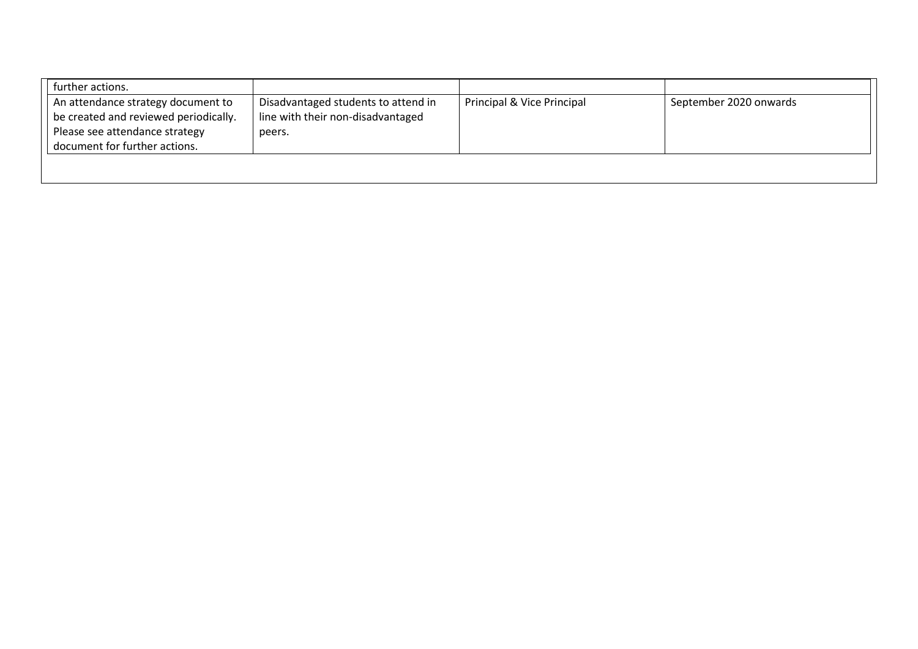| | | | |
|---|---|---|---|
| further actions. | | | |
| An attendance strategy document to be created and reviewed periodically. Please see attendance strategy document for further actions. | Disadvantaged students to attend in line with their non-disadvantaged peers. | Principal & Vice Principal | September 2020 onwards |